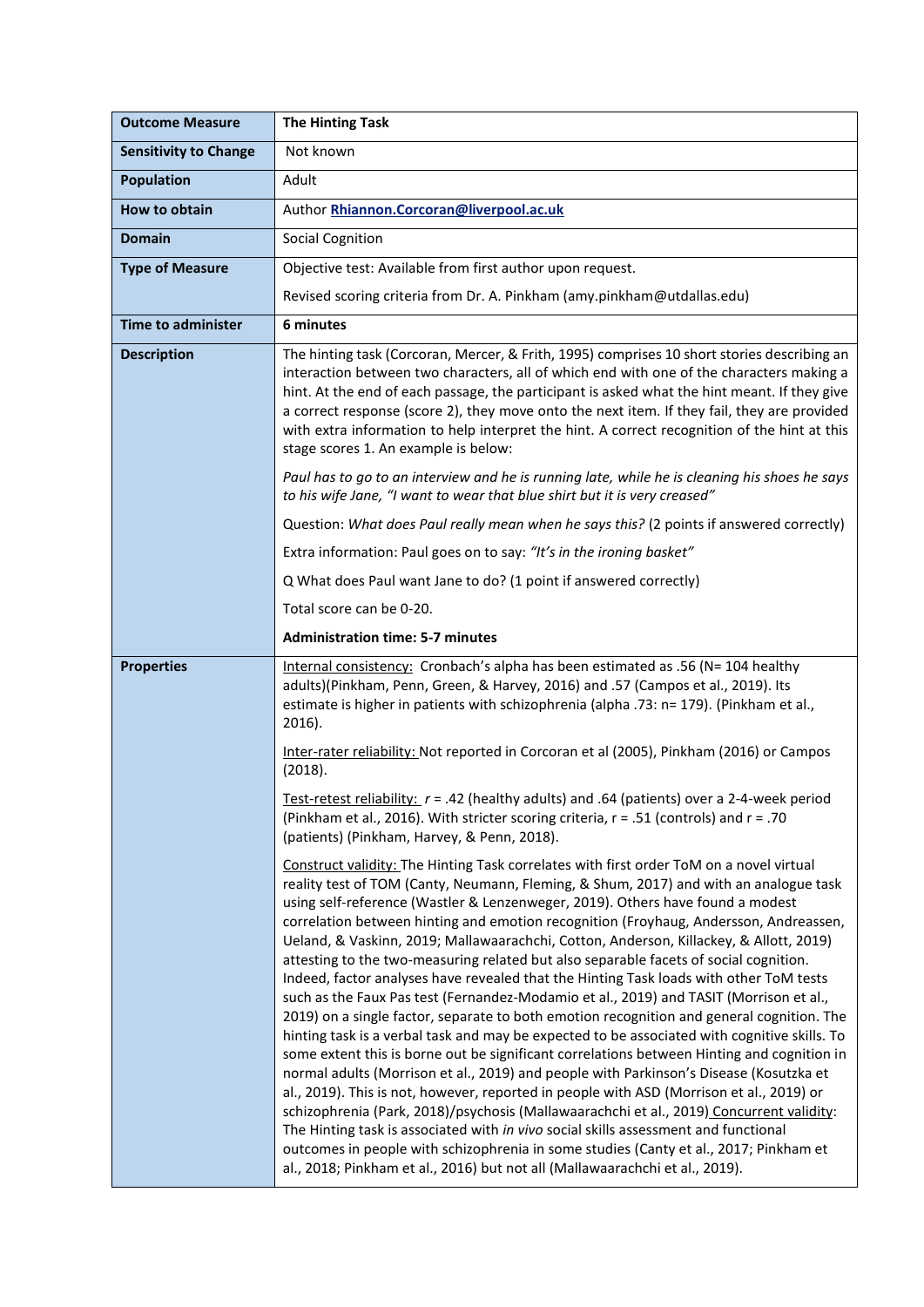| **Outcome Measure** | **The Hinting Task** |
|---|---|
| **Sensitivity to Change** | Not known |
| **Population** | Adult |
| **How to obtain** | Author **Rhiannon.Corcoran@liverpool.ac.uk** |
| **Domain** | Social Cognition |
| **Type of Measure** | Objective test: Available from first author upon request.<br><br>Revised scoring criteria from Dr. A. Pinkham (amy.pinkham@utdallas.edu) |
| **Time to administer** | **6 minutes** |
| **Description** | The hinting task (Corcoran, Mercer, & Frith, 1995) comprises 10 short stories describing an interaction between two characters, all of which end with one of the characters making a hint. At the end of each passage, the participant is asked what the hint meant. If they give a correct response (score 2), they move onto the next item. If they fail, they are provided with extra information to help interpret the hint. A correct recognition of the hint at this stage scores 1. An example is below:<br><br>*Paul has to go to an interview and he is running late, while he is cleaning his shoes he says to his wife Jane, "I want to wear that blue shirt but it is very creased"*<br><br>Question: *What does Paul really mean when he says this?* (2 points if answered correctly)<br><br>Extra information: Paul goes on to say: *"It's in the ironing basket"*<br><br>Q What does Paul want Jane to do? (1 point if answered correctly)<br><br>Total score can be 0-20.<br><br>**Administration time: 5-7 minutes** |
| **Properties** | Internal consistency: Cronbach's alpha has been estimated as .56 (N= 104 healthy adults)(Pinkham, Penn, Green, & Harvey, 2016) and .57 (Campos et al., 2019). Its estimate is higher in patients with schizophrenia (alpha .73: n= 179). (Pinkham et al., 2016).<br><br>Inter-rater reliability: Not reported in Corcoran et al (2005), Pinkham (2016) or Campos (2018).<br><br>Test-retest reliability: $r$ = .42 (healthy adults) and .64 (patients) over a 2-4-week period (Pinkham et al., 2016). With stricter scoring criteria, r = .51 (controls) and r = .70 (patients) (Pinkham, Harvey, & Penn, 2018).<br><br>Construct validity: The Hinting Task correlates with first order ToM on a novel virtual reality test of TOM (Canty, Neumann, Fleming, & Shum, 2017) and with an analogue task using self-reference (Wastler & Lenzenweger, 2019). Others have found a modest correlation between hinting and emotion recognition (Froyhaug, Andersson, Andreassen, Ueland, & Vaskinn, 2019; Mallawaarachchi, Cotton, Anderson, Killackey, & Allott, 2019) attesting to the two-measuring related but also separable facets of social cognition. Indeed, factor analyses have revealed that the Hinting Task loads with other ToM tests such as the Faux Pas test (Fernandez-Modamio et al., 2019) and TASIT (Morrison et al., 2019) on a single factor, separate to both emotion recognition and general cognition. The hinting task is a verbal task and may be expected to be associated with cognitive skills. To some extent this is borne out be significant correlations between Hinting and cognition in normal adults (Morrison et al., 2019) and people with Parkinson's Disease (Kosutzka et al., 2019). This is not, however, reported in people with ASD (Morrison et al., 2019) or schizophrenia (Park, 2018)/psychosis (Mallawaarachchi et al., 2019) Concurrent validity: The Hinting task is associated with *in vivo* social skills assessment and functional outcomes in people with schizophrenia in some studies (Canty et al., 2017; Pinkham et al., 2018; Pinkham et al., 2016) but not all (Mallawaarachchi et al., 2019). |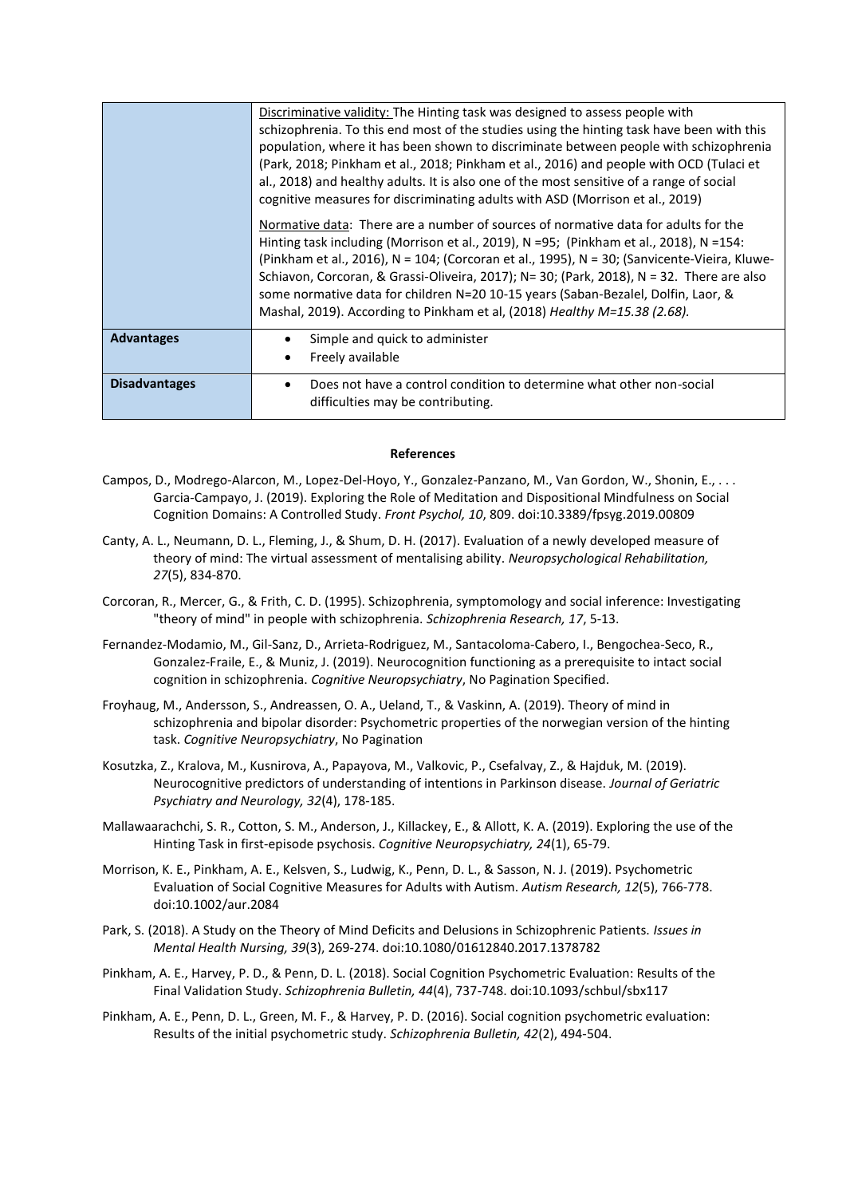| | |
|---|---|
| | Discriminative validity: The Hinting task was designed to assess people with schizophrenia. To this end most of the studies using the hinting task have been with this population, where it has been shown to discriminate between people with schizophrenia (Park, 2018; Pinkham et al., 2018; Pinkham et al., 2016) and people with OCD (Tulaci et al., 2018) and healthy adults. It is also one of the most sensitive of a range of social cognitive measures for discriminating adults with ASD (Morrison et al., 2019)<br><br>Normative data: There are a number of sources of normative data for adults for the Hinting task including (Morrison et al., 2019), N =95; (Pinkham et al., 2018), N =154: (Pinkham et al., 2016), N = 104; (Corcoran et al., 1995), N = 30; (Sanvicente-Vieira, Kluwe-Schiavon, Corcoran, & Grassi-Oliveira, 2017); N= 30; (Park, 2018), N = 32. There are also some normative data for children N=20 10-15 years (Saban-Bezalel, Dolfin, Laor, & Mashal, 2019). According to Pinkham et al, (2018) *Healthy M=15.38 (2.68).* |
| **Advantages** | • Simple and quick to administer<br>• Freely available |
| **Disadvantages** | • Does not have a control condition to determine what other non-social difficulties may be contributing. |

**References**

Campos, D., Modrego-Alarcon, M., Lopez-Del-Hoyo, Y., Gonzalez-Panzano, M., Van Gordon, W., Shonin, E., . . . Garcia-Campayo, J. (2019). Exploring the Role of Meditation and Dispositional Mindfulness on Social Cognition Domains: A Controlled Study. *Front Psychol, 10*, 809. doi:10.3389/fpsyg.2019.00809

Canty, A. L., Neumann, D. L., Fleming, J., & Shum, D. H. (2017). Evaluation of a newly developed measure of theory of mind: The virtual assessment of mentalising ability. *Neuropsychological Rehabilitation, 27*(5), 834-870.

Corcoran, R., Mercer, G., & Frith, C. D. (1995). Schizophrenia, symptomology and social inference: Investigating "theory of mind" in people with schizophrenia. *Schizophrenia Research, 17*, 5-13.

Fernandez-Modamio, M., Gil-Sanz, D., Arrieta-Rodriguez, M., Santacoloma-Cabero, I., Bengochea-Seco, R., Gonzalez-Fraile, E., & Muniz, J. (2019). Neurocognition functioning as a prerequisite to intact social cognition in schizophrenia. *Cognitive Neuropsychiatry*, No Pagination Specified.

Froyhaug, M., Andersson, S., Andreassen, O. A., Ueland, T., & Vaskinn, A. (2019). Theory of mind in schizophrenia and bipolar disorder: Psychometric properties of the norwegian version of the hinting task. *Cognitive Neuropsychiatry*, No Pagination

Kosutzka, Z., Kralova, M., Kusnirova, A., Papayova, M., Valkovic, P., Csefalvay, Z., & Hajduk, M. (2019). Neurocognitive predictors of understanding of intentions in Parkinson disease. *Journal of Geriatric Psychiatry and Neurology, 32*(4), 178-185.

Mallawaarachchi, S. R., Cotton, S. M., Anderson, J., Killackey, E., & Allott, K. A. (2019). Exploring the use of the Hinting Task in first-episode psychosis. *Cognitive Neuropsychiatry, 24*(1), 65-79.

Morrison, K. E., Pinkham, A. E., Kelsven, S., Ludwig, K., Penn, D. L., & Sasson, N. J. (2019). Psychometric Evaluation of Social Cognitive Measures for Adults with Autism. *Autism Research, 12*(5), 766-778. doi:10.1002/aur.2084

Park, S. (2018). A Study on the Theory of Mind Deficits and Delusions in Schizophrenic Patients. *Issues in Mental Health Nursing, 39*(3), 269-274. doi:10.1080/01612840.2017.1378782

Pinkham, A. E., Harvey, P. D., & Penn, D. L. (2018). Social Cognition Psychometric Evaluation: Results of the Final Validation Study. *Schizophrenia Bulletin, 44*(4), 737-748. doi:10.1093/schbul/sbx117

Pinkham, A. E., Penn, D. L., Green, M. F., & Harvey, P. D. (2016). Social cognition psychometric evaluation: Results of the initial psychometric study. *Schizophrenia Bulletin, 42*(2), 494-504.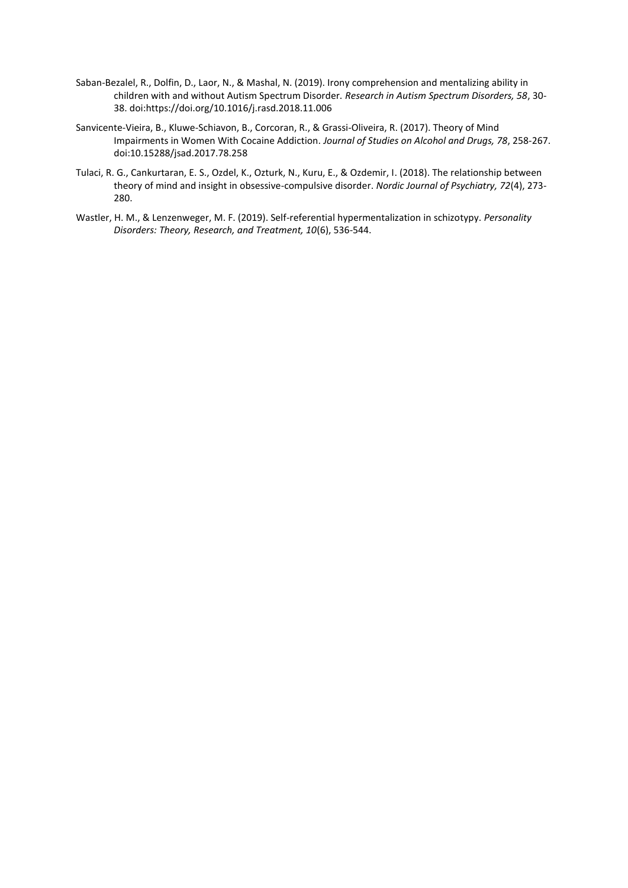Saban-Bezalel, R., Dolfin, D., Laor, N., & Mashal, N. (2019). Irony comprehension and mentalizing ability in children with and without Autism Spectrum Disorder. *Research in Autism Spectrum Disorders, 58*, 30-38. doi:https://doi.org/10.1016/j.rasd.2018.11.006

Sanvicente-Vieira, B., Kluwe-Schiavon, B., Corcoran, R., & Grassi-Oliveira, R. (2017). Theory of Mind Impairments in Women With Cocaine Addiction. *Journal of Studies on Alcohol and Drugs, 78*, 258-267. doi:10.15288/jsad.2017.78.258

Tulaci, R. G., Cankurtaran, E. S., Ozdel, K., Ozturk, N., Kuru, E., & Ozdemir, I. (2018). The relationship between theory of mind and insight in obsessive-compulsive disorder. *Nordic Journal of Psychiatry, 72*(4), 273-280.

Wastler, H. M., & Lenzenweger, M. F. (2019). Self-referential hypermentalization in schizotypy. *Personality Disorders: Theory, Research, and Treatment, 10*(6), 536-544.